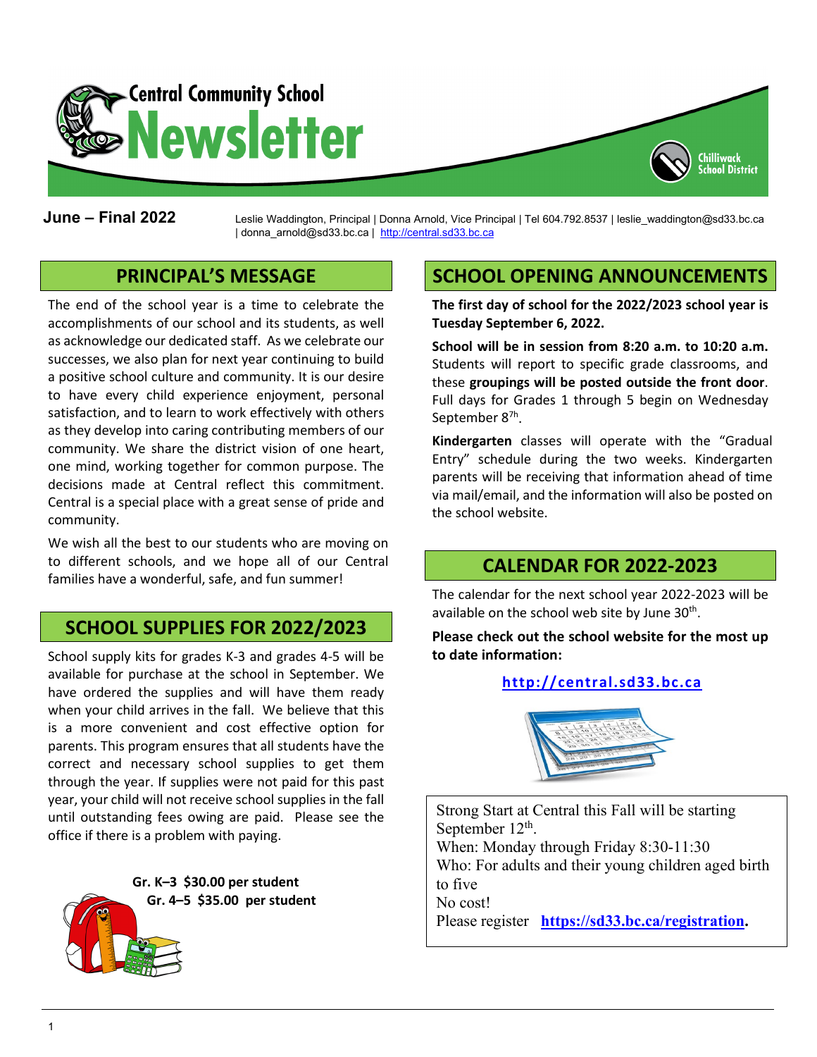# Central Community School Newsletter

**June – Final 2022**

Leslie Waddington, Principal | Donna Arnold, Vice Principal | Tel 604.792.8537 | leslie_waddington@sd33.bc.ca | donna_arnold@sd33.bc.ca | http://central.sd33.bc.ca

## PRINCIPAL'S MESSAGE

The end of the school year is a time to celebrate the accomplishments of our school and its students, as well as acknowledge our dedicated staff. As we celebrate our successes, we also plan for next year continuing to build a positive school culture and community. It is our desire to have every child experience enjoyment, personal satisfaction, and to learn to work effectively with others as they develop into caring contributing members of our community. We share the district vision of one heart, one mind, working together for common purpose. The decisions made at Central reflect this commitment. Central is a special place with a great sense of pride and community.

We wish all the best to our students who are moving on to different schools, and we hope all of our Central families have a wonderful, safe, and fun summer!

## SCHOOL SUPPLIES FOR 2022/2023

School supply kits for grades K-3 and grades 4-5 will be available for purchase at the school in September. We have ordered the supplies and will have them ready when your child arrives in the fall. We believe that this is a more convenient and cost effective option for parents. This program ensures that all students have the correct and necessary school supplies to get them through the year. If supplies were not paid for this past year, your child will not receive school supplies in the fall until outstanding fees owing are paid. Please see the office if there is a problem with paying.

**Gr. K–3 $30.00 per student**
**Gr. 4–5 $35.00 per student**

## SCHOOL OPENING ANNOUNCEMENTS

**The first day of school for the 2022/2023 school year is Tuesday September 6, 2022.**

**School will be in session from 8:20 a.m. to 10:20 a.m.** Students will report to specific grade classrooms, and these **groupings will be posted outside the front door**. Full days for Grades 1 through 5 begin on Wednesday September 8th.

**Kindergarten** classes will operate with the "Gradual Entry" schedule during the two weeks. Kindergarten parents will be receiving that information ahead of time via mail/email, and the information will also be posted on the school website.

## CALENDAR FOR 2022-2023

The calendar for the next school year 2022-2023 will be available on the school web site by June 30th.

**Please check out the school website for the most up to date information:**

**http://central.sd33.bc.ca**

Strong Start at Central this Fall will be starting September 12th.
When: Monday through Friday 8:30-11:30
Who: For adults and their young children aged birth to five
No cost!
Please register **https://sd33.bc.ca/registration.**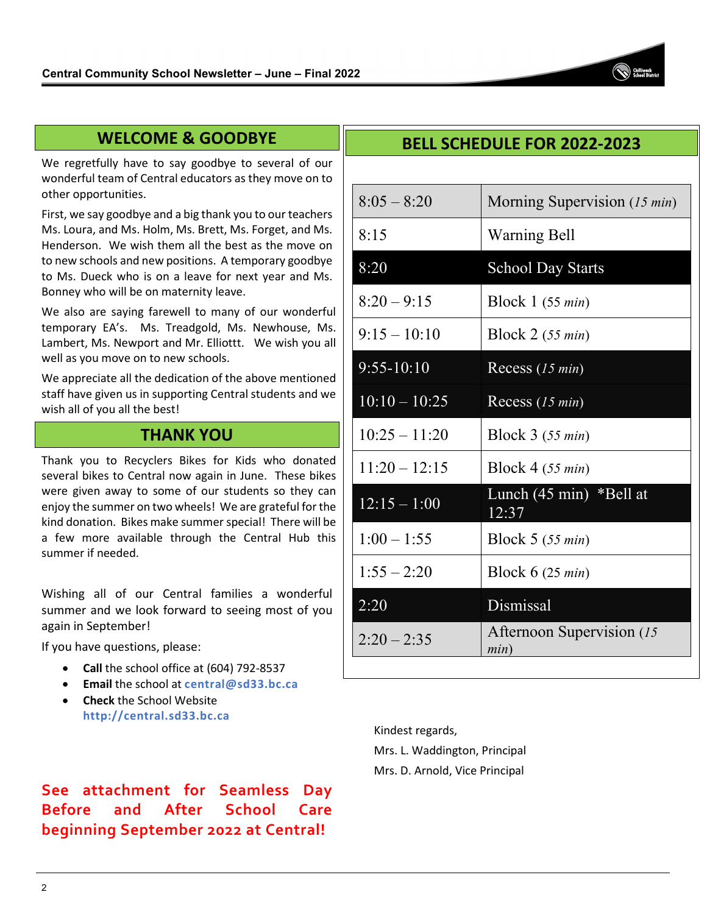## WELCOME & GOODBYE

We regretfully have to say goodbye to several of our wonderful team of Central educators as they move on to other opportunities.

First, we say goodbye and a big thank you to our teachers Ms. Loura, and Ms. Holm, Ms. Brett, Ms. Forget, and Ms. Henderson. We wish them all the best as the move on to new schools and new positions. A temporary goodbye to Ms. Dueck who is on a leave for next year and Ms. Bonney who will be on maternity leave.

We also are saying farewell to many of our wonderful temporary EA's. Ms. Treadgold, Ms. Newhouse, Ms. Lambert, Ms. Newport and Mr. Elliottt. We wish you all well as you move on to new schools.

We appreciate all the dedication of the above mentioned staff have given us in supporting Central students and we wish all of you all the best!

## THANK YOU

Thank you to Recyclers Bikes for Kids who donated several bikes to Central now again in June. These bikes were given away to some of our students so they can enjoy the summer on two wheels! We are grateful for the kind donation. Bikes make summer special! There will be a few more available through the Central Hub this summer if needed.

Wishing all of our Central families a wonderful summer and we look forward to seeing most of you again in September!

If you have questions, please:

- **Call** the school office at (604) 792-8537
- **Email** the school at **central@sd33.bc.ca**
- **Check** the School Website **http://central.sd33.bc.ca**

**See attachment for Seamless Day Before and After School Care beginning September 2022 at Central!**

## BELL SCHEDULE FOR 2022-2023

| | |
|---|---|
| 8:05 – 8:20 | Morning Supervision (*15 min*) |
| 8:15 | Warning Bell |
| 8:20 | School Day Starts |
| 8:20 – 9:15 | Block 1 (*55 min*) |
| 9:15 – 10:10 | Block 2 (*55 min*) |
| 9:55-10:10 | Recess (*15 min*) |
| 10:10 – 10:25 | Recess (*15 min*) |
| 10:25 – 11:20 | Block 3 (*55 min*) |
| 11:20 – 12:15 | Block 4 (*55 min*) |
| 12:15 – 1:00 | Lunch (45 min) *Bell at 12:37 |
| 1:00 – 1:55 | Block 5 (*55 min*) |
| 1:55 – 2:20 | Block 6 (25 *min*) |
| 2:20 | Dismissal |
| 2:20 – 2:35 | Afternoon Supervision (*15 min*) |

Kindest regards,

Mrs. L. Waddington, Principal

Mrs. D. Arnold, Vice Principal